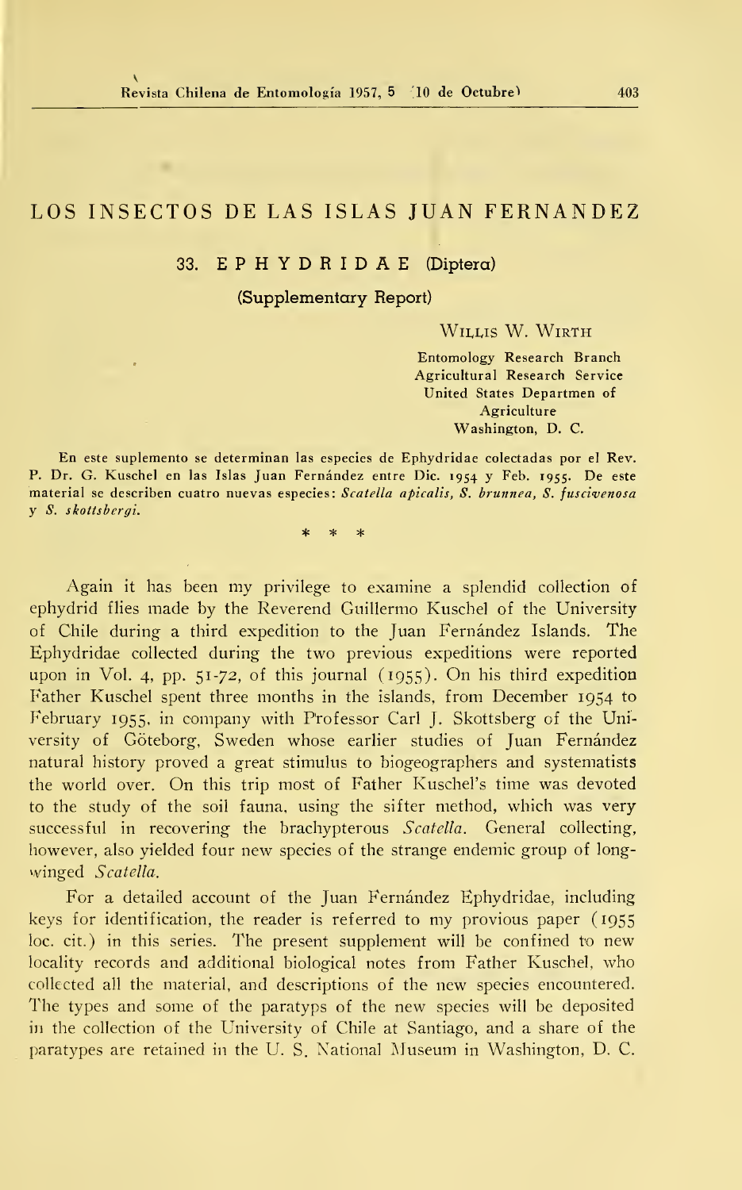# LOS INSECTOS DE LAS ISLAS JUAN FERNANDEZ

## 33. EPHYDRIDAE (Diptera)

### (Supplementary Report)

WILLIS W. WIRTH

Entomology Research Branch
Agricultural Research Service
United States Departmen of Agriculture
Washington, D. C.

En este suplemento se determinan las especies de Ephydridae colectadas por el Rev. P. Dr. G. Kuschel en las Islas Juan Fernández entre Dic. 1954 y Feb. 1955. De este material se describen cuatro nuevas especies: *Scatella apicalis, S. brunnea, S. fuscivenosa* y *S. skottsbergi.*

\* \* \*

Again it has been my privilege to examine a splendid collection of ephydrid flies made by the Reverend Guillermo Kuschel of the University of Chile during a third expedition to the Juan Fernández Islands. The Ephydridae collected during the two previous expeditions were reported upon in Vol. 4, pp. 51-72, of this journal (1955). On his third expedition Father Kuschel spent three months in the islands, from December 1954 to February 1955, in company with Professor Carl J. Skottsberg of the University of Göteborg, Sweden whose earlier studies of Juan Fernández natural history proved a great stimulus to biogeographers and systematists the world over. On this trip most of Father Kuschel's time was devoted to the study of the soil fauna, using the sifter method, which was very successful in recovering the brachypterous *Scatella*. General collecting, however, also yielded four new species of the strange endemic group of long-winged *Scatella*.

For a detailed account of the Juan Fernández Ephydridae, including keys for identification, the reader is referred to my provious paper (1955 loc. cit.) in this series. The present supplement will be confined to new locality records and additional biological notes from Father Kuschel, who collected all the material, and descriptions of the new species encountered. The types and some of the paratyps of the new species will be deposited in the collection of the University of Chile at Santiago, and a share of the paratypes are retained in the U. S. National Museum in Washington, D. C.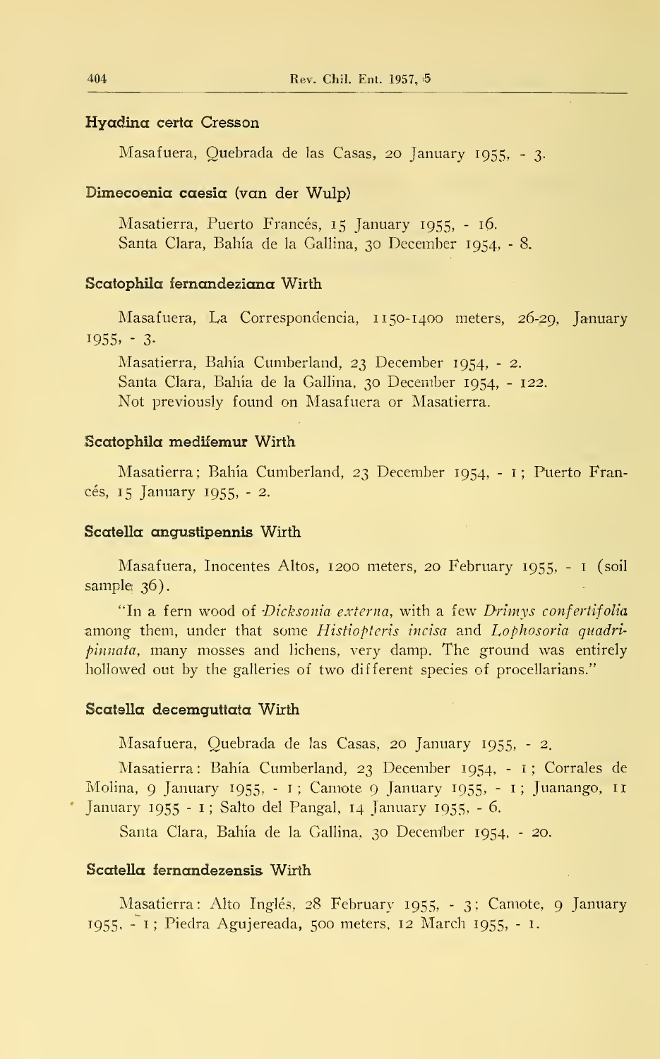**Hyadina certa Cresson**

Masafuera, Quebrada de las Casas, 20 January 1955, - 3.

**Dimecoenia caesia (van der Wulp)**

Masatierra, Puerto Francés, 15 January 1955, - 16.
Santa Clara, Bahía de la Gallina, 30 December 1954, - 8.

**Scatophila fernandeziana Wirth**

Masafuera, La Correspondencia, 1150-1400 meters, 26-29, January 1955, - 3.

Masatierra, Bahía Cumberland, 23 December 1954, - 2.
Santa Clara, Bahía de la Gallina, 30 December 1954, - 122.
Not previously found on Masafuera or Masatierra.

**Scatophila medifemur Wirth**

Masatierra; Bahía Cumberland, 23 December 1954, - 1; Puerto Francés, 15 January 1955, - 2.

**Scatella angustipennis Wirth**

Masafuera, Inocentes Altos, 1200 meters, 20 February 1955, - 1 (soil sample 36).

"In a fern wood of *Dicksonia externa*, with a few *Drimys confertifolia* among them, under that some *Histiopteris incisa* and *Lophosoria quadripinnata*, many mosses and lichens, very damp. The ground was entirely hollowed out by the galleries of two different species of procellarians."

**Scatella decemguttata Wirth**

Masafuera, Quebrada de las Casas, 20 January 1955, - 2.

Masatierra: Bahía Cumberland, 23 December 1954, - 1; Corrales de Molina, 9 January 1955, - 1; Camote 9 January 1955, - 1; Juanango, 11 January 1955 - 1; Salto del Pangal, 14 January 1955, - 6.

Santa Clara, Bahía de la Gallina, 30 December 1954, - 20.

**Scatella fernandezensis Wirth**

Masatierra: Alto Inglés, 28 February 1955, - 3; Camote, 9 January 1955, - 1; Piedra Agujereada, 500 meters, 12 March 1955, - 1.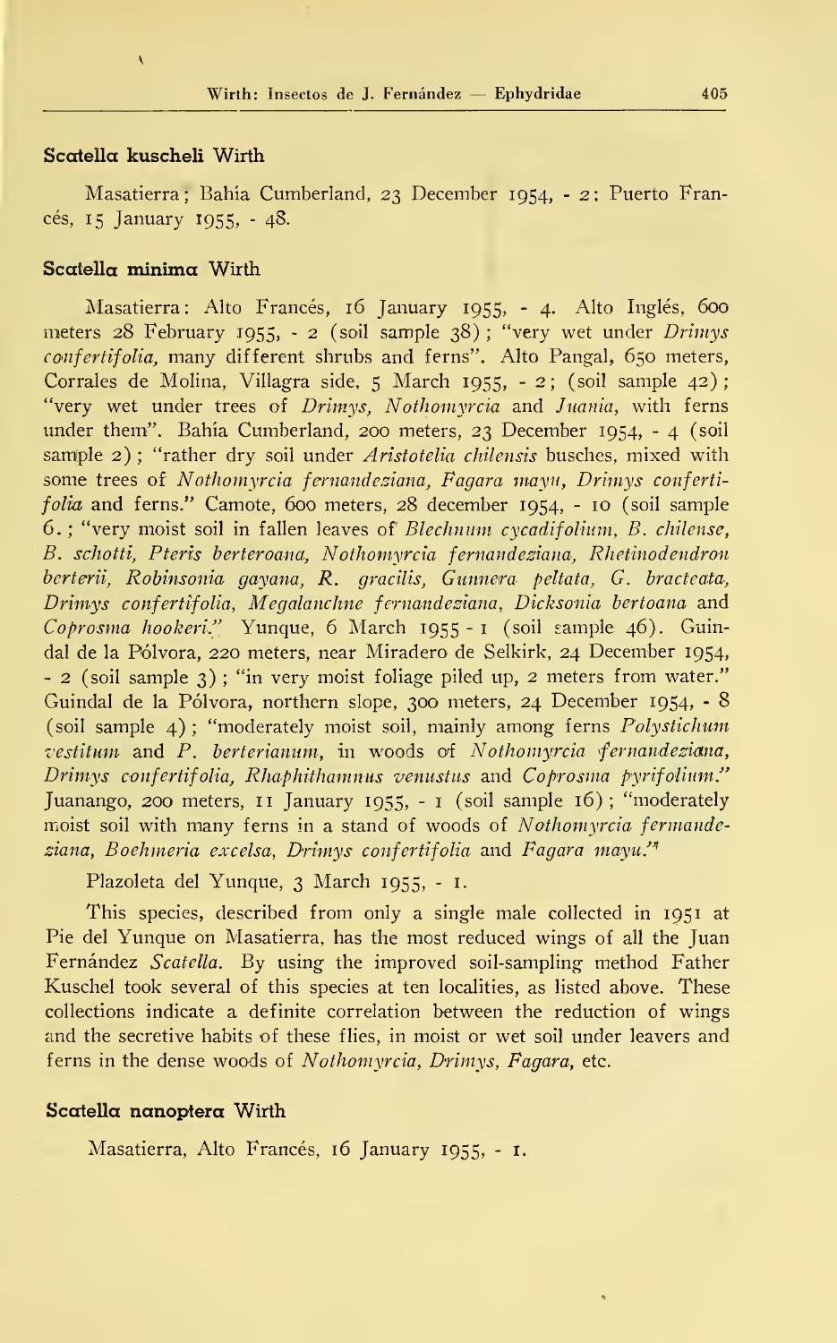### Scatella kuscheli Wirth

Masatierra; Bahía Cumberland, 23 December 1954, - 2; Puerto Francés, 15 January 1955, - 48.

### Scatella minima Wirth

Masatierra: Alto Francés, 16 January 1955, - 4. Alto Inglés, 600 meters 28 February 1955, - 2 (soil sample 38); "very wet under *Drimys confertifolia*, many different shrubs and ferns". Alto Pangal, 650 meters, Corrales de Molina, Villagra side, 5 March 1955, - 2; (soil sample 42); "very wet under trees of *Drimys*, *Nothomyrcia* and *Juania*, with ferns under them". Bahía Cumberland, 200 meters, 23 December 1954, - 4 (soil sample 2); "rather dry soil under *Aristotelia chilensis* busches, mixed with some trees of *Nothomyrcia fernandeziana*, *Fagara mayu*, *Drimys confertifolia* and ferns." Camote, 600 meters, 28 december 1954, - 10 (soil sample 6.; "very moist soil in fallen leaves of *Blechnum cycadifolium*, *B. chilense*, *B. schotti*, *Pteris berteroana*, *Nothomyrcia fernandeziana*, *Rhetinodendron berterii*, *Robinsonia gayana*, *R. gracilis*, *Gunnera peltata*, *G. bracteata*, *Drimys confertifolia*, *Megalanchne fernandeziana*, *Dicksonia bertoana* and *Coprosma hookeri*." Yunque, 6 March 1955 - 1 (soil sample 46). Guindal de la Pólvora, 220 meters, near Miradero de Selkirk, 24 December 1954, - 2 (soil sample 3); "in very moist foliage piled up, 2 meters from water." Guindal de la Pólvora, northern slope, 300 meters, 24 December 1954, - 8 (soil sample 4); "moderately moist soil, mainly among ferns *Polystichum vestitum* and *P. berterianum*, in woods of *Nothomyrcia fernandeziana*, *Drimys confertifolia*, *Rhaphithamnus venustus* and *Coprosma pyrifolium*." Juanango, 200 meters, 11 January 1955, - 1 (soil sample 16); "moderately moist soil with many ferns in a stand of woods of *Nothomyrcia fermandeziana*, *Boehmeria excelsa*, *Drimys confertifolia* and *Fagara mayu*."

Plazoleta del Yunque, 3 March 1955, - 1.

This species, described from only a single male collected in 1951 at Pie del Yunque on Masatierra, has the most reduced wings of all the Juan Fernández *Scatella*. By using the improved soil-sampling method Father Kuschel took several of this species at ten localities, as listed above. These collections indicate a definite correlation between the reduction of wings and the secretive habits of these flies, in moist or wet soil under leavers and ferns in the dense woods of *Nothomyrcia*, *Drimys*, *Fagara*, etc.

### Scatella nanoptera Wirth

Masatierra, Alto Francés, 16 January 1955, - 1.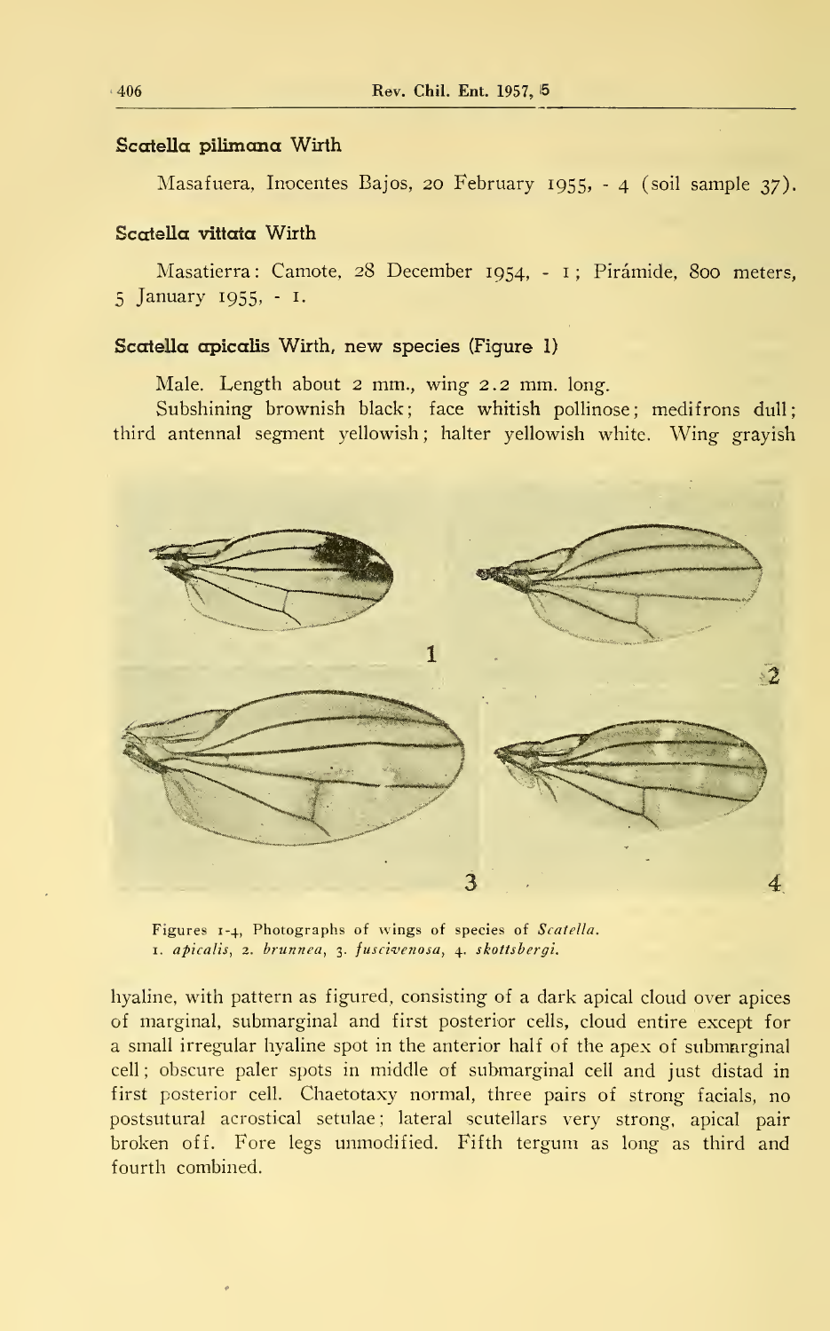### Scatella pilimana Wirth

Masafuera, Inocentes Bajos, 20 February 1955, - 4 (soil sample 37).

### Scatella vittata Wirth

Masatierra: Camote, 28 December 1954, - 1; Pirámide, 800 meters, 5 January 1955, - 1.

### Scatella apicalis Wirth, new species (Figure 1)

Male. Length about 2 mm., wing 2.2 mm. long.

Subshining brownish black; face whitish pollinose; medifrons dull; third antennal segment yellowish; halter yellowish white. Wing grayish hyaline, with pattern as figured, consisting of a dark apical cloud over apices of marginal, submarginal and first posterior cells, cloud entire except for a small irregular hyaline spot in the anterior half of the apex of submarginal cell; obscure paler spots in middle of submarginal cell and just distad in first posterior cell. Chaetotaxy normal, three pairs of strong facials, no postsutural acrostical setulae; lateral scutellars very strong, apical pair broken off. Fore legs unmodified. Fifth tergum as long as third and fourth combined.

Figures 1-4, Photographs of wings of species of *Scatella*. 1. *apicalis*, 2. *brunnea*, 3. *fuscivenosa*, 4. *skottsbergi*.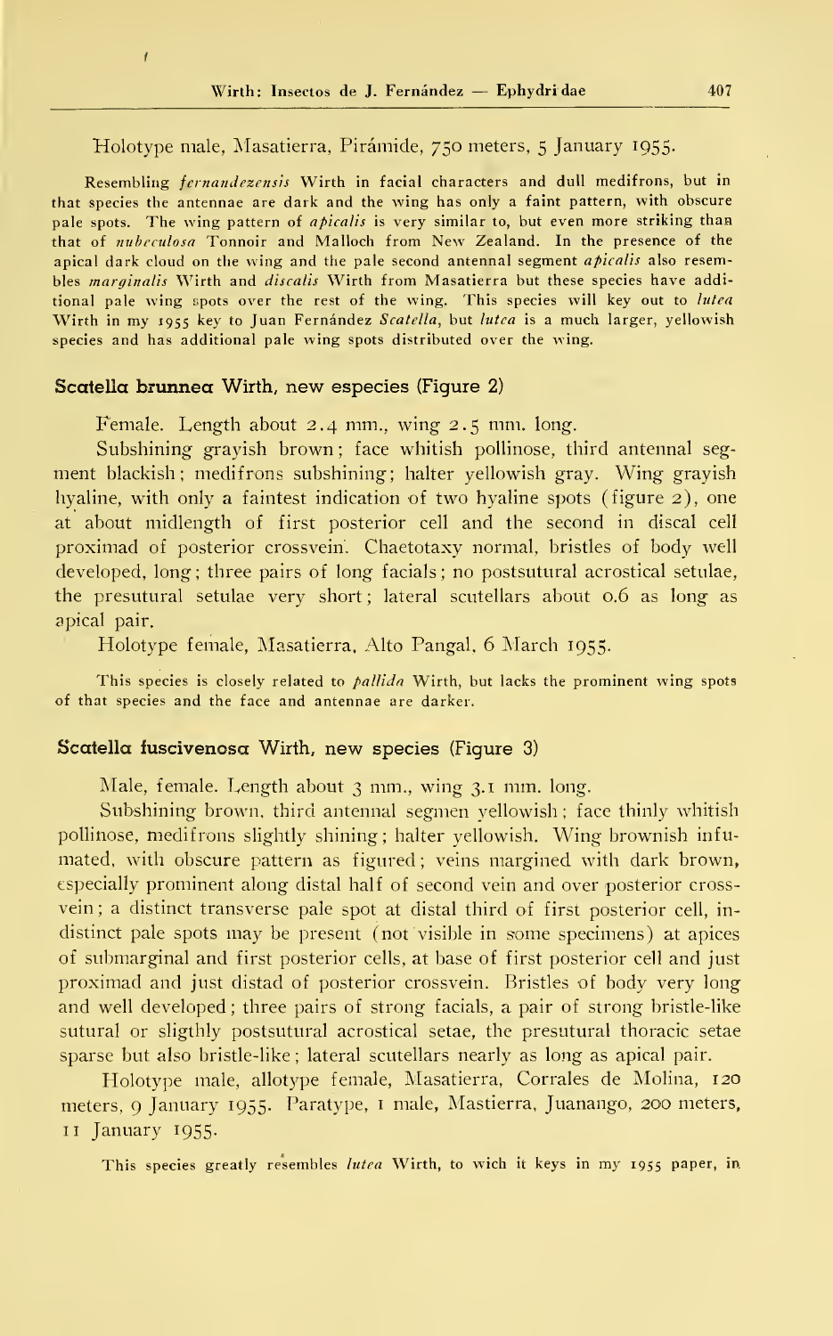Holotype male, Masatierra, Pirámide, 750 meters, 5 January 1955.

Resembling *fernandezensis* Wirth in facial characters and dull medifrons, but in that species the antennae are dark and the wing has only a faint pattern, with obscure pale spots. The wing pattern of *apicalis* is very similar to, but even more striking than that of *nubeculosa* Tonnoir and Malloch from New Zealand. In the presence of the apical dark cloud on the wing and the pale second antennal segment *apicalis* also resembles *marginalis* Wirth and *discalis* Wirth from Masatierra but these species have additional pale wing spots over the rest of the wing. This species will key out to *lutea* Wirth in my 1955 key to Juan Fernández *Scatella*, but *lutea* is a much larger, yellowish species and has additional pale wing spots distributed over the wing.

### Scatella brunnea Wirth, new especies (Figure 2)

Female. Length about 2.4 mm., wing 2.5 mm. long.

Subshining grayish brown; face whitish pollinose, third antennal segment blackish; medifrons subshining; halter yellowish gray. Wing grayish hyaline, with only a faintest indication of two hyaline spots (figure 2), one at about midlength of first posterior cell and the second in discal cell proximad of posterior crossvein. Chaetotaxy normal, bristles of body well developed, long; three pairs of long facials; no postsutural acrostical setulae, the presutural setulae very short; lateral scutellars about 0.6 as long as apical pair.

Holotype female, Masatierra, Alto Pangal, 6 March 1955.

This species is closely related to *pallida* Wirth, but lacks the prominent wing spots of that species and the face and antennae are darker.

### Scatella fuscivenosa Wirth, new species (Figure 3)

Male, female. Length about 3 mm., wing 3.1 mm. long.

Subshining brown, third antennal segmen yellowish; face thinly whitish pollinose, medifrons slightly shining; halter yellowish. Wing brownish infumated, with obscure pattern as figured; veins margined with dark brown, especially prominent along distal half of second vein and over posterior crossvein; a distinct transverse pale spot at distal third of first posterior cell, indistinct pale spots may be present (not visible in some specimens) at apices of submarginal and first posterior cells, at base of first posterior cell and just proximad and just distad of posterior crossvein. Bristles of body very long and well developed; three pairs of strong facials, a pair of strong bristle-like sutural or sligthly postsutural acrostical setae, the presutural thoracic setae sparse but also bristle-like; lateral scutellars nearly as long as apical pair.

Holotype male, allotype female, Masatierra, Corrales de Molina, 120 meters, 9 January 1955. Paratype, 1 male, Mastierra, Juanango, 200 meters, 11 January 1955.

This species greatly resembles *lutea* Wirth, to wich it keys in my 1955 paper, in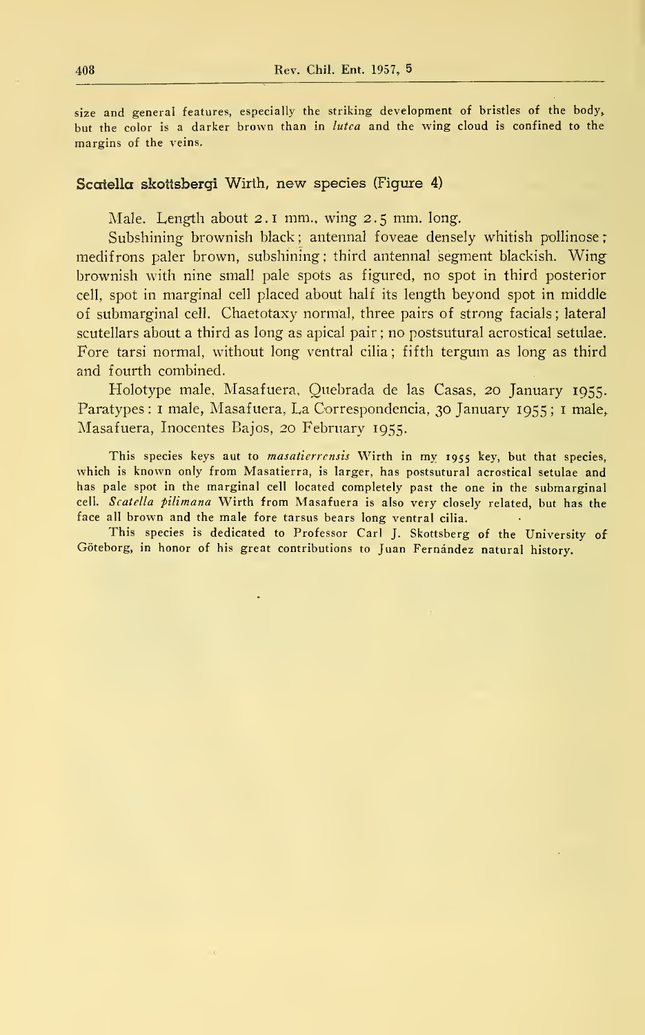size and general features, especially the striking development of bristles of the body, but the color is a darker brown than in *lutea* and the wing cloud is confined to the margins of the veins.

### Scatella skottsbergi Wirth, new species (Figure 4)

Male. Length about 2.1 mm., wing 2.5 mm. long.

Subshining brownish black; antennal foveae densely whitish pollinose; medifrons paler brown, subshining; third antennal segment blackish. Wing brownish with nine small pale spots as figured, no spot in third posterior cell, spot in marginal cell placed about half its length beyond spot in middle of submarginal cell. Chaetotaxy normal, three pairs of strong facials; lateral scutellars about a third as long as apical pair; no postsutural acrostical setulae. Fore tarsi normal, without long ventral cilia; fifth tergum as long as third and fourth combined.

Holotype male, Masafuera, Quebrada de las Casas, 20 January 1955. Paratypes: 1 male, Masafuera, La Correspondencia, 30 January 1955; 1 male, Masafuera, Inocentes Bajos, 20 February 1955.

This species keys aut to *masatierrensis* Wirth in my 1955 key, but that species, which is known only from Masatierra, is larger, has postsutural acrostical setulae and has pale spot in the marginal cell located completely past the one in the submarginal cell. *Scatella pilimana* Wirth from Masafuera is also very closely related, but has the face all brown and the male fore tarsus bears long ventral cilia.

This species is dedicated to Professor Carl J. Skottsberg of the University of Göteborg, in honor of his great contributions to Juan Fernández natural history.